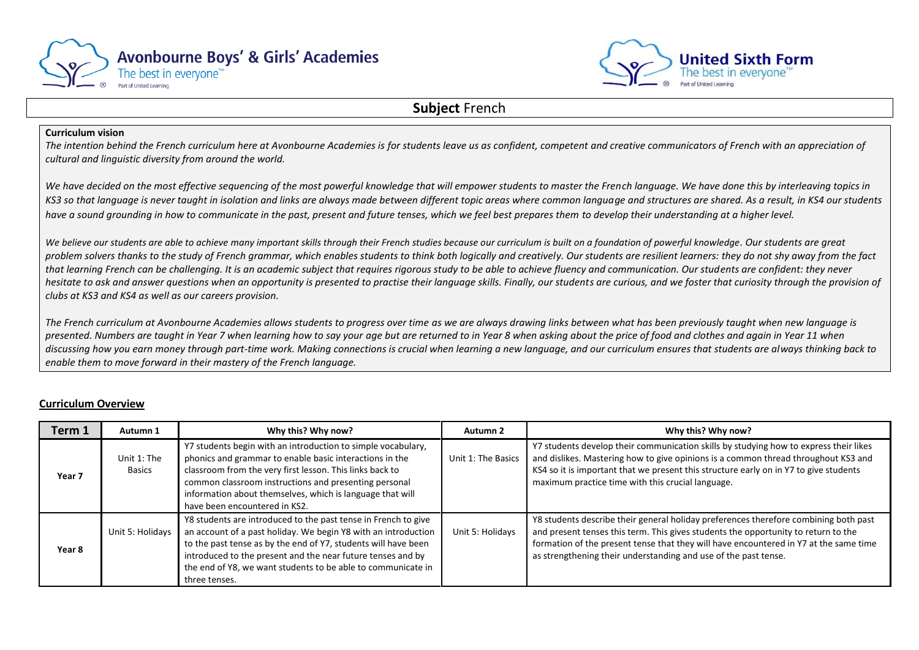Avonbourne Boys' & Girls' Academies
The best in everyone™
Part of United Learning

United Sixth Form
The best in everyone™
Part of United Learning

# **Subject** French

**Curriculum vision**

*The intention behind the French curriculum here at Avonbourne Academies is for students leave us as confident, competent and creative communicators of French with an appreciation of cultural and linguistic diversity from around the world.*

*We have decided on the most effective sequencing of the most powerful knowledge that will empower students to master the French language. We have done this by interleaving topics in KS3 so that language is never taught in isolation and links are always made between different topic areas where common language and structures are shared. As a result, in KS4 our students have a sound grounding in how to communicate in the past, present and future tenses, which we feel best prepares them to develop their understanding at a higher level.*

*We believe our students are able to achieve many important skills through their French studies because our curriculum is built on a foundation of powerful knowledge. Our students are great problem solvers thanks to the study of French grammar, which enables students to think both logically and creatively. Our students are resilient learners: they do not shy away from the fact that learning French can be challenging. It is an academic subject that requires rigorous study to be able to achieve fluency and communication. Our students are confident: they never hesitate to ask and answer questions when an opportunity is presented to practise their language skills. Finally, our students are curious, and we foster that curiosity through the provision of clubs at KS3 and KS4 as well as our careers provision.*

*The French curriculum at Avonbourne Academies allows students to progress over time as we are always drawing links between what has been previously taught when new language is presented. Numbers are taught in Year 7 when learning how to say your age but are returned to in Year 8 when asking about the price of food and clothes and again in Year 11 when discussing how you earn money through part-time work. Making connections is crucial when learning a new language, and our curriculum ensures that students are always thinking back to enable them to move forward in their mastery of the French language.*

## Curriculum Overview

| Term 1 | Autumn 1 | Why this? Why now? | Autumn 2 | Why this? Why now? |
|---|---|---|---|---|
| **Year 7** | Unit 1: The Basics | Y7 students begin with an introduction to simple vocabulary, phonics and grammar to enable basic interactions in the classroom from the very first lesson. This links back to common classroom instructions and presenting personal information about themselves, which is language that will have been encountered in KS2. | Unit 1: The Basics | Y7 students develop their communication skills by studying how to express their likes and dislikes. Mastering how to give opinions is a common thread throughout KS3 and KS4 so it is important that we present this structure early on in Y7 to give students maximum practice time with this crucial language. |
| **Year 8** | Unit 5: Holidays | Y8 students are introduced to the past tense in French to give an account of a past holiday. We begin Y8 with an introduction to the past tense as by the end of Y7, students will have been introduced to the present and the near future tenses and by the end of Y8, we want students to be able to communicate in three tenses. | Unit 5: Holidays | Y8 students describe their general holiday preferences therefore combining both past and present tenses this term. This gives students the opportunity to return to the formation of the present tense that they will have encountered in Y7 at the same time as strengthening their understanding and use of the past tense. |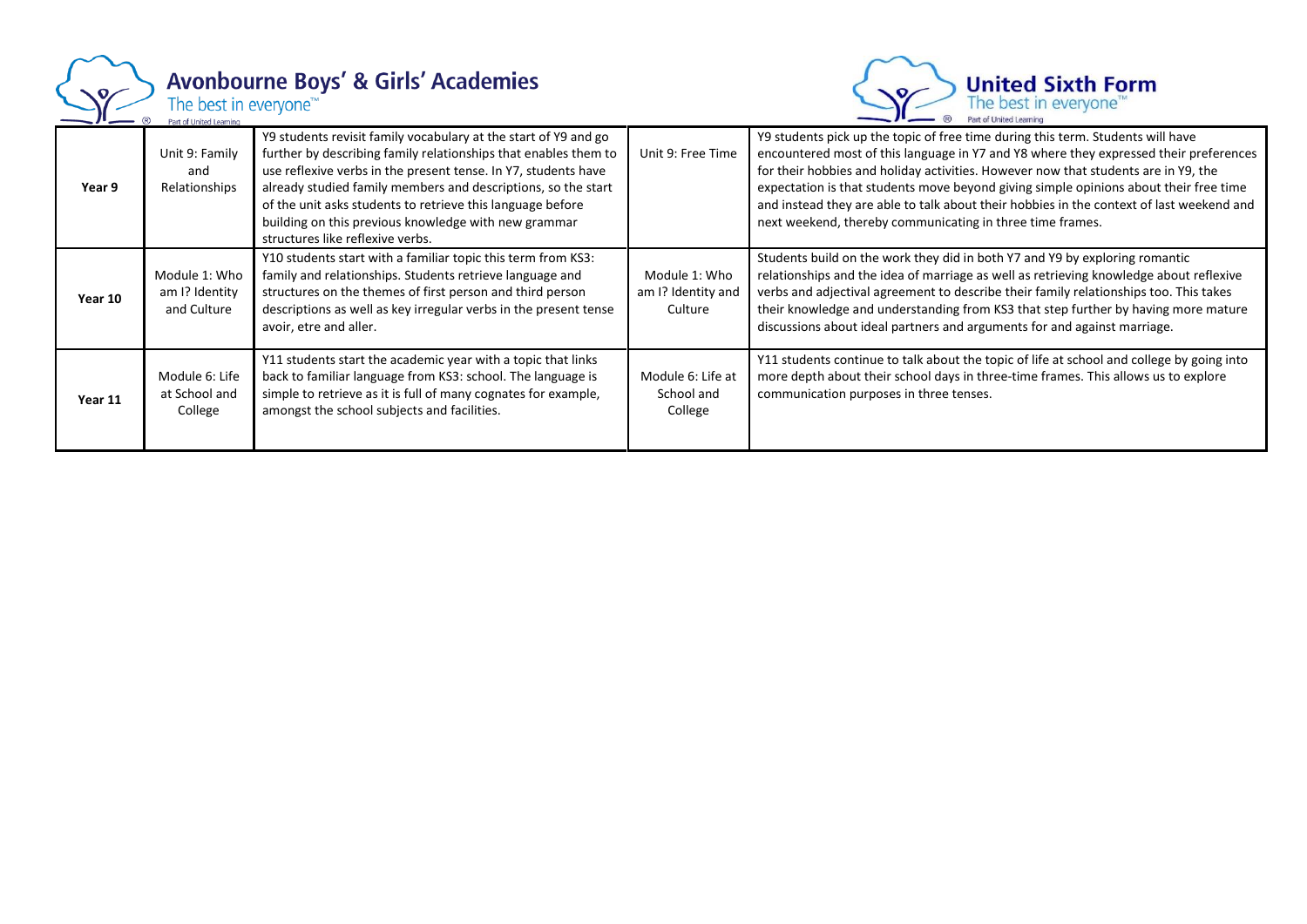| Year 9 | Unit 9: Family and Relationships | Y9 students revisit family vocabulary at the start of Y9 and go further by describing family relationships that enables them to use reflexive verbs in the present tense. In Y7, students have already studied family members and descriptions, so the start of the unit asks students to retrieve this language before building on this previous knowledge with new grammar structures like reflexive verbs. | Unit 9: Free Time | Y9 students pick up the topic of free time during this term. Students will have encountered most of this language in Y7 and Y8 where they expressed their preferences for their hobbies and holiday activities. However now that students are in Y9, the expectation is that students move beyond giving simple opinions about their free time and instead they are able to talk about their hobbies in the context of last weekend and next weekend, thereby communicating in three time frames. |
|---|---|---|---|---|
| Year 10 | Module 1: Who am I? Identity and Culture | Y10 students start with a familiar topic this term from KS3: family and relationships. Students retrieve language and structures on the themes of first person and third person descriptions as well as key irregular verbs in the present tense avoir, etre and aller. | Module 1: Who am I? Identity and Culture | Students build on the work they did in both Y7 and Y9 by exploring romantic relationships and the idea of marriage as well as retrieving knowledge about reflexive verbs and adjectival agreement to describe their family relationships too. This takes their knowledge and understanding from KS3 that step further by having more mature discussions about ideal partners and arguments for and against marriage. |
| Year 11 | Module 6: Life at School and College | Y11 students start the academic year with a topic that links back to familiar language from KS3: school. The language is simple to retrieve as it is full of many cognates for example, amongst the school subjects and facilities. | Module 6: Life at School and College | Y11 students continue to talk about the topic of life at school and college by going into more depth about their school days in three-time frames. This allows us to explore communication purposes in three tenses. |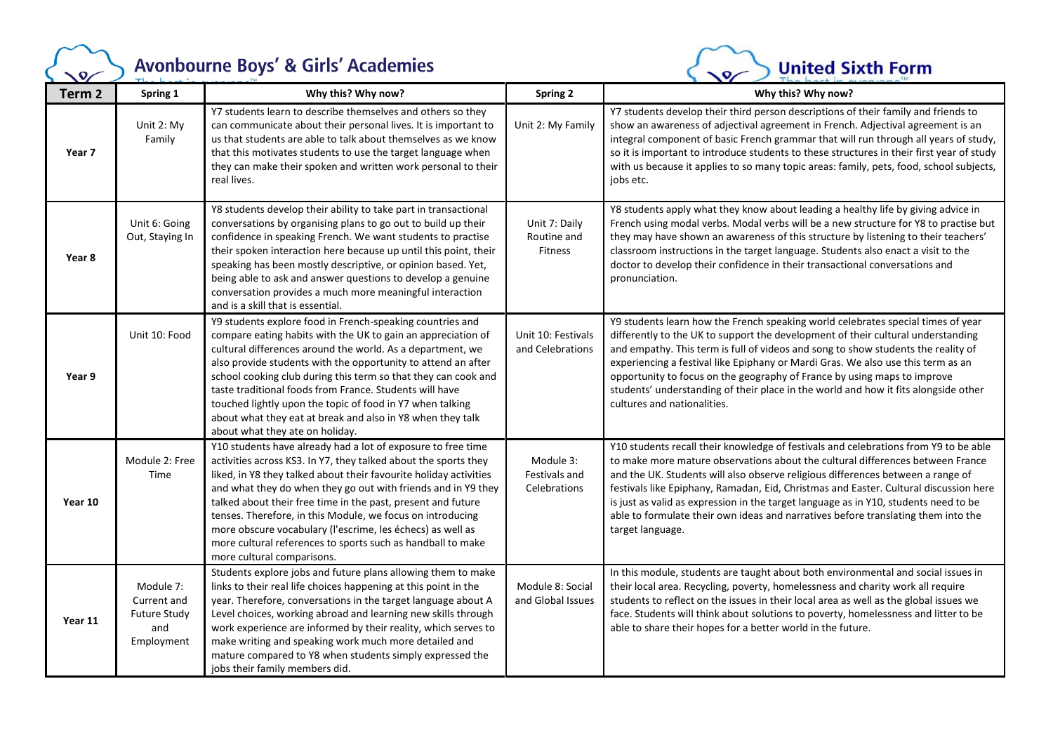Avonbourne Boys' & Girls' Academies

United Sixth Form

| Term 2 | Spring 1 | Why this? Why now? | Spring 2 | Why this? Why now? |
|---|---|---|---|---|
| Year 7 | Unit 2: My Family | Y7 students learn to describe themselves and others so they can communicate about their personal lives. It is important to us that students are able to talk about themselves as we know that this motivates students to use the target language when they can make their spoken and written work personal to their real lives. | Unit 2: My Family | Y7 students develop their third person descriptions of their family and friends to show an awareness of adjectival agreement in French. Adjectival agreement is an integral component of basic French grammar that will run through all years of study, so it is important to introduce students to these structures in their first year of study with us because it applies to so many topic areas: family, pets, food, school subjects, jobs etc. |
| Year 8 | Unit 6: Going Out, Staying In | Y8 students develop their ability to take part in transactional conversations by organising plans to go out to build up their confidence in speaking French. We want students to practise their spoken interaction here because up until this point, their speaking has been mostly descriptive, or opinion based. Yet, being able to ask and answer questions to develop a genuine conversation provides a much more meaningful interaction and is a skill that is essential. | Unit 7: Daily Routine and Fitness | Y8 students apply what they know about leading a healthy life by giving advice in French using modal verbs. Modal verbs will be a new structure for Y8 to practise but they may have shown an awareness of this structure by listening to their teachers' classroom instructions in the target language. Students also enact a visit to the doctor to develop their confidence in their transactional conversations and pronunciation. |
| Year 9 | Unit 10: Food | Y9 students explore food in French-speaking countries and compare eating habits with the UK to gain an appreciation of cultural differences around the world. As a department, we also provide students with the opportunity to attend an after school cooking club during this term so that they can cook and taste traditional foods from France. Students will have touched lightly upon the topic of food in Y7 when talking about what they eat at break and also in Y8 when they talk about what they ate on holiday. | Unit 10: Festivals and Celebrations | Y9 students learn how the French speaking world celebrates special times of year differently to the UK to support the development of their cultural understanding and empathy. This term is full of videos and song to show students the reality of experiencing a festival like Epiphany or Mardi Gras. We also use this term as an opportunity to focus on the geography of France by using maps to improve students' understanding of their place in the world and how it fits alongside other cultures and nationalities. |
| Year 10 | Module 2: Free Time | Y10 students have already had a lot of exposure to free time activities across KS3. In Y7, they talked about the sports they liked, in Y8 they talked about their favourite holiday activities and what they do when they go out with friends and in Y9 they talked about their free time in the past, present and future tenses. Therefore, in this Module, we focus on introducing more obscure vocabulary (l'escrime, les échecs) as well as more cultural references to sports such as handball to make more cultural comparisons. | Module 3: Festivals and Celebrations | Y10 students recall their knowledge of festivals and celebrations from Y9 to be able to make more mature observations about the cultural differences between France and the UK. Students will also observe religious differences between a range of festivals like Epiphany, Ramadan, Eid, Christmas and Easter. Cultural discussion here is just as valid as expression in the target language as in Y10, students need to be able to formulate their own ideas and narratives before translating them into the target language. |
| Year 11 | Module 7: Current and Future Study and Employment | Students explore jobs and future plans allowing them to make links to their real life choices happening at this point in the year. Therefore, conversations in the target language about A Level choices, working abroad and learning new skills through work experience are informed by their reality, which serves to make writing and speaking work much more detailed and mature compared to Y8 when students simply expressed the jobs their family members did. | Module 8: Social and Global Issues | In this module, students are taught about both environmental and social issues in their local area. Recycling, poverty, homelessness and charity work all require students to reflect on the issues in their local area as well as the global issues we face. Students will think about solutions to poverty, homelessness and litter to be able to share their hopes for a better world in the future. |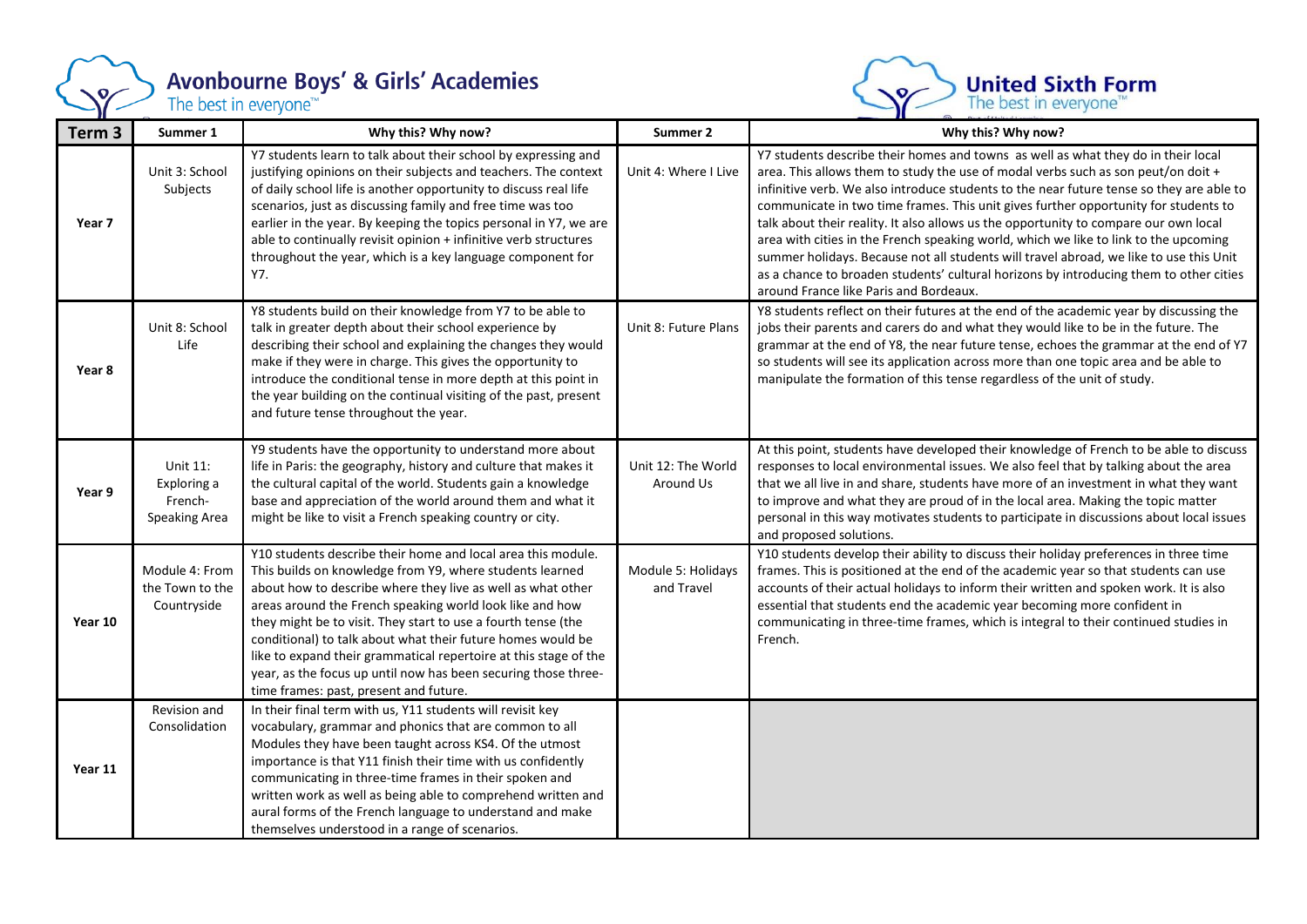**Avonbourne Boys' & Girls' Academies** — The best in everyone™

**United Sixth Form** — The best in everyone™

| Term 3 | Summer 1 | Why this? Why now? | Summer 2 | Why this? Why now? |
|---|---|---|---|---|
| Year 7 | Unit 3: School Subjects | Y7 students learn to talk about their school by expressing and justifying opinions on their subjects and teachers. The context of daily school life is another opportunity to discuss real life scenarios, just as discussing family and free time was too earlier in the year. By keeping the topics personal in Y7, we are able to continually revisit opinion + infinitive verb structures throughout the year, which is a key language component for Y7. | Unit 4: Where I Live | Y7 students describe their homes and towns as well as what they do in their local area. This allows them to study the use of modal verbs such as son peut/on doit + infinitive verb. We also introduce students to the near future tense so they are able to communicate in two time frames. This unit gives further opportunity for students to talk about their reality. It also allows us the opportunity to compare our own local area with cities in the French speaking world, which we like to link to the upcoming summer holidays. Because not all students will travel abroad, we like to use this Unit as a chance to broaden students' cultural horizons by introducing them to other cities around France like Paris and Bordeaux. |
| Year 8 | Unit 8: School Life | Y8 students build on their knowledge from Y7 to be able to talk in greater depth about their school experience by describing their school and explaining the changes they would make if they were in charge. This gives the opportunity to introduce the conditional tense in more depth at this point in the year building on the continual visiting of the past, present and future tense throughout the year. | Unit 8: Future Plans | Y8 students reflect on their futures at the end of the academic year by discussing the jobs their parents and carers do and what they would like to be in the future. The grammar at the end of Y8, the near future tense, echoes the grammar at the end of Y7 so students will see its application across more than one topic area and be able to manipulate the formation of this tense regardless of the unit of study. |
| Year 9 | Unit 11: Exploring a French-Speaking Area | Y9 students have the opportunity to understand more about life in Paris: the geography, history and culture that makes it the cultural capital of the world. Students gain a knowledge base and appreciation of the world around them and what it might be like to visit a French speaking country or city. | Unit 12: The World Around Us | At this point, students have developed their knowledge of French to be able to discuss responses to local environmental issues. We also feel that by talking about the area that we all live in and share, students have more of an investment in what they want to improve and what they are proud of in the local area. Making the topic matter personal in this way motivates students to participate in discussions about local issues and proposed solutions. |
| Year 10 | Module 4: From the Town to the Countryside | Y10 students describe their home and local area this module. This builds on knowledge from Y9, where students learned about how to describe where they live as well as what other areas around the French speaking world look like and how they might be to visit. They start to use a fourth tense (the conditional) to talk about what their future homes would be like to expand their grammatical repertoire at this stage of the year, as the focus up until now has been securing those three-time frames: past, present and future. | Module 5: Holidays and Travel | Y10 students develop their ability to discuss their holiday preferences in three time frames. This is positioned at the end of the academic year so that students can use accounts of their actual holidays to inform their written and spoken work. It is also essential that students end the academic year becoming more confident in communicating in three-time frames, which is integral to their continued studies in French. |
| Year 11 | Revision and Consolidation | In their final term with us, Y11 students will revisit key vocabulary, grammar and phonics that are common to all Modules they have been taught across KS4. Of the utmost importance is that Y11 finish their time with us confidently communicating in three-time frames in their spoken and written work as well as being able to comprehend written and aural forms of the French language to understand and make themselves understood in a range of scenarios. | | |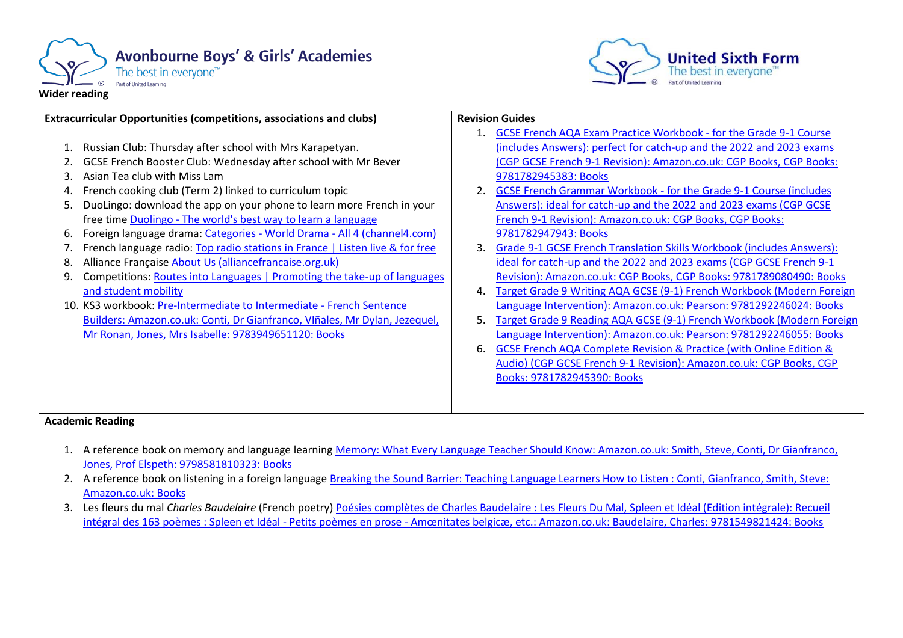Avonbourne Boys' & Girls' Academies
The best in everyone™
Part of United Learning

United Sixth Form
The best in everyone™
Part of United Learning

**Wider reading**

**Extracurricular Opportunities (competitions, associations and clubs)**

1. Russian Club: Thursday after school with Mrs Karapetyan.
2. GCSE French Booster Club: Wednesday after school with Mr Bever
3. Asian Tea club with Miss Lam
4. French cooking club (Term 2) linked to curriculum topic
5. DuoLingo: download the app on your phone to learn more French in your free time Duolingo - The world's best way to learn a language
6. Foreign language drama: Categories - World Drama - All 4 (channel4.com)
7. French language radio: Top radio stations in France | Listen live & for free
8. Alliance Française About Us (alliancefrancaise.org.uk)
9. Competitions: Routes into Languages | Promoting the take-up of languages and student mobility
10. KS3 workbook: Pre-Intermediate to Intermediate - French Sentence Builders: Amazon.co.uk: Conti, Dr Gianfranco, VIñales, Mr Dylan, Jezequel, Mr Ronan, Jones, Mrs Isabelle: 9783949651120: Books

**Revision Guides**

1. GCSE French AQA Exam Practice Workbook - for the Grade 9-1 Course (includes Answers): perfect for catch-up and the 2022 and 2023 exams (CGP GCSE French 9-1 Revision): Amazon.co.uk: CGP Books, CGP Books: 9781782945383: Books
2. GCSE French Grammar Workbook - for the Grade 9-1 Course (includes Answers): ideal for catch-up and the 2022 and 2023 exams (CGP GCSE French 9-1 Revision): Amazon.co.uk: CGP Books, CGP Books: 9781782947943: Books
3. Grade 9-1 GCSE French Translation Skills Workbook (includes Answers): ideal for catch-up and the 2022 and 2023 exams (CGP GCSE French 9-1 Revision): Amazon.co.uk: CGP Books, CGP Books: 9781789080490: Books
4. Target Grade 9 Writing AQA GCSE (9-1) French Workbook (Modern Foreign Language Intervention): Amazon.co.uk: Pearson: 9781292246024: Books
5. Target Grade 9 Reading AQA GCSE (9-1) French Workbook (Modern Foreign Language Intervention): Amazon.co.uk: Pearson: 9781292246055: Books
6. GCSE French AQA Complete Revision & Practice (with Online Edition & Audio) (CGP GCSE French 9-1 Revision): Amazon.co.uk: CGP Books, CGP Books: 9781782945390: Books

**Academic Reading**

1. A reference book on memory and language learning Memory: What Every Language Teacher Should Know: Amazon.co.uk: Smith, Steve, Conti, Dr Gianfranco, Jones, Prof Elspeth: 9798581810323: Books
2. A reference book on listening in a foreign language Breaking the Sound Barrier: Teaching Language Learners How to Listen : Conti, Gianfranco, Smith, Steve: Amazon.co.uk: Books
3. Les fleurs du mal *Charles Baudelaire* (French poetry) Poésies complètes de Charles Baudelaire : Les Fleurs Du Mal, Spleen et Idéal (Edition intégrale): Recueil intégral des 163 poèmes : Spleen et Idéal - Petits poèmes en prose - Amœnitates belgicæ, etc.: Amazon.co.uk: Baudelaire, Charles: 9781549821424: Books